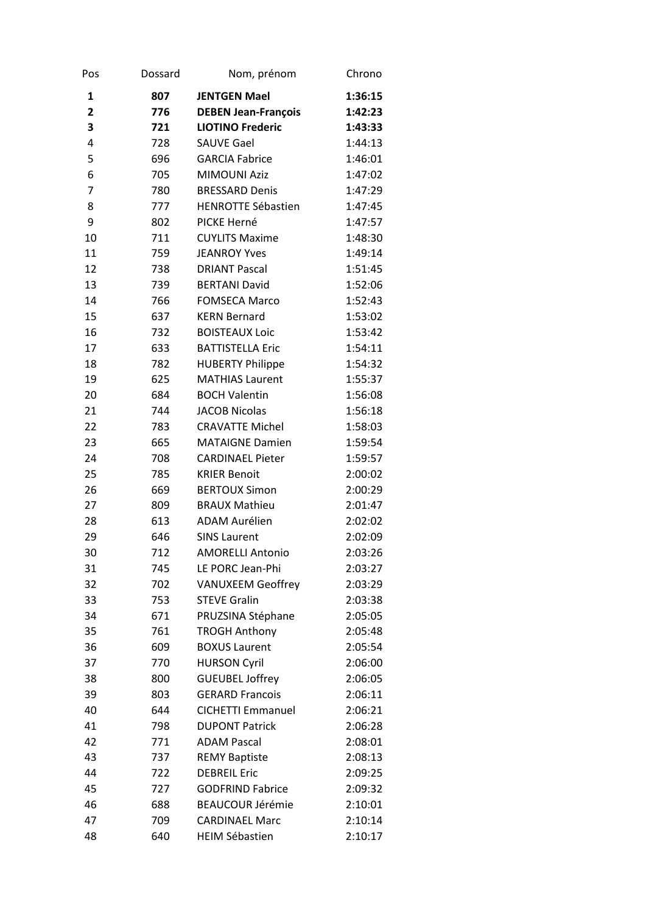| Pos | Dossard | Nom, prénom | Chrono |
|---|---|---|---|
| **1** | **807** | **JENTGEN Mael** | **1:36:15** |
| **2** | **776** | **DEBEN Jean-François** | **1:42:23** |
| **3** | **721** | **LIOTINO Frederic** | **1:43:33** |
| 4 | 728 | SAUVE Gael | 1:44:13 |
| 5 | 696 | GARCIA Fabrice | 1:46:01 |
| 6 | 705 | MIMOUNI Aziz | 1:47:02 |
| 7 | 780 | BRESSARD Denis | 1:47:29 |
| 8 | 777 | HENROTTE Sébastien | 1:47:45 |
| 9 | 802 | PICKE Herné | 1:47:57 |
| 10 | 711 | CUYLITS Maxime | 1:48:30 |
| 11 | 759 | JEANROY Yves | 1:49:14 |
| 12 | 738 | DRIANT Pascal | 1:51:45 |
| 13 | 739 | BERTANI David | 1:52:06 |
| 14 | 766 | FOMSECA Marco | 1:52:43 |
| 15 | 637 | KERN Bernard | 1:53:02 |
| 16 | 732 | BOISTEAUX Loic | 1:53:42 |
| 17 | 633 | BATTISTELLA Eric | 1:54:11 |
| 18 | 782 | HUBERTY Philippe | 1:54:32 |
| 19 | 625 | MATHIAS Laurent | 1:55:37 |
| 20 | 684 | BOCH Valentin | 1:56:08 |
| 21 | 744 | JACOB Nicolas | 1:56:18 |
| 22 | 783 | CRAVATTE Michel | 1:58:03 |
| 23 | 665 | MATAIGNE Damien | 1:59:54 |
| 24 | 708 | CARDINAEL Pieter | 1:59:57 |
| 25 | 785 | KRIER Benoit | 2:00:02 |
| 26 | 669 | BERTOUX Simon | 2:00:29 |
| 27 | 809 | BRAUX Mathieu | 2:01:47 |
| 28 | 613 | ADAM Aurélien | 2:02:02 |
| 29 | 646 | SINS Laurent | 2:02:09 |
| 30 | 712 | AMORELLI Antonio | 2:03:26 |
| 31 | 745 | LE PORC Jean-Phi | 2:03:27 |
| 32 | 702 | VANUXEEM Geoffrey | 2:03:29 |
| 33 | 753 | STEVE Gralin | 2:03:38 |
| 34 | 671 | PRUZSINA Stéphane | 2:05:05 |
| 35 | 761 | TROGH Anthony | 2:05:48 |
| 36 | 609 | BOXUS Laurent | 2:05:54 |
| 37 | 770 | HURSON Cyril | 2:06:00 |
| 38 | 800 | GUEUBEL Joffrey | 2:06:05 |
| 39 | 803 | GERARD Francois | 2:06:11 |
| 40 | 644 | CICHETTI Emmanuel | 2:06:21 |
| 41 | 798 | DUPONT Patrick | 2:06:28 |
| 42 | 771 | ADAM Pascal | 2:08:01 |
| 43 | 737 | REMY Baptiste | 2:08:13 |
| 44 | 722 | DEBREIL Eric | 2:09:25 |
| 45 | 727 | GODFRIND Fabrice | 2:09:32 |
| 46 | 688 | BEAUCOUR Jérémie | 2:10:01 |
| 47 | 709 | CARDINAEL Marc | 2:10:14 |
| 48 | 640 | HEIM Sébastien | 2:10:17 |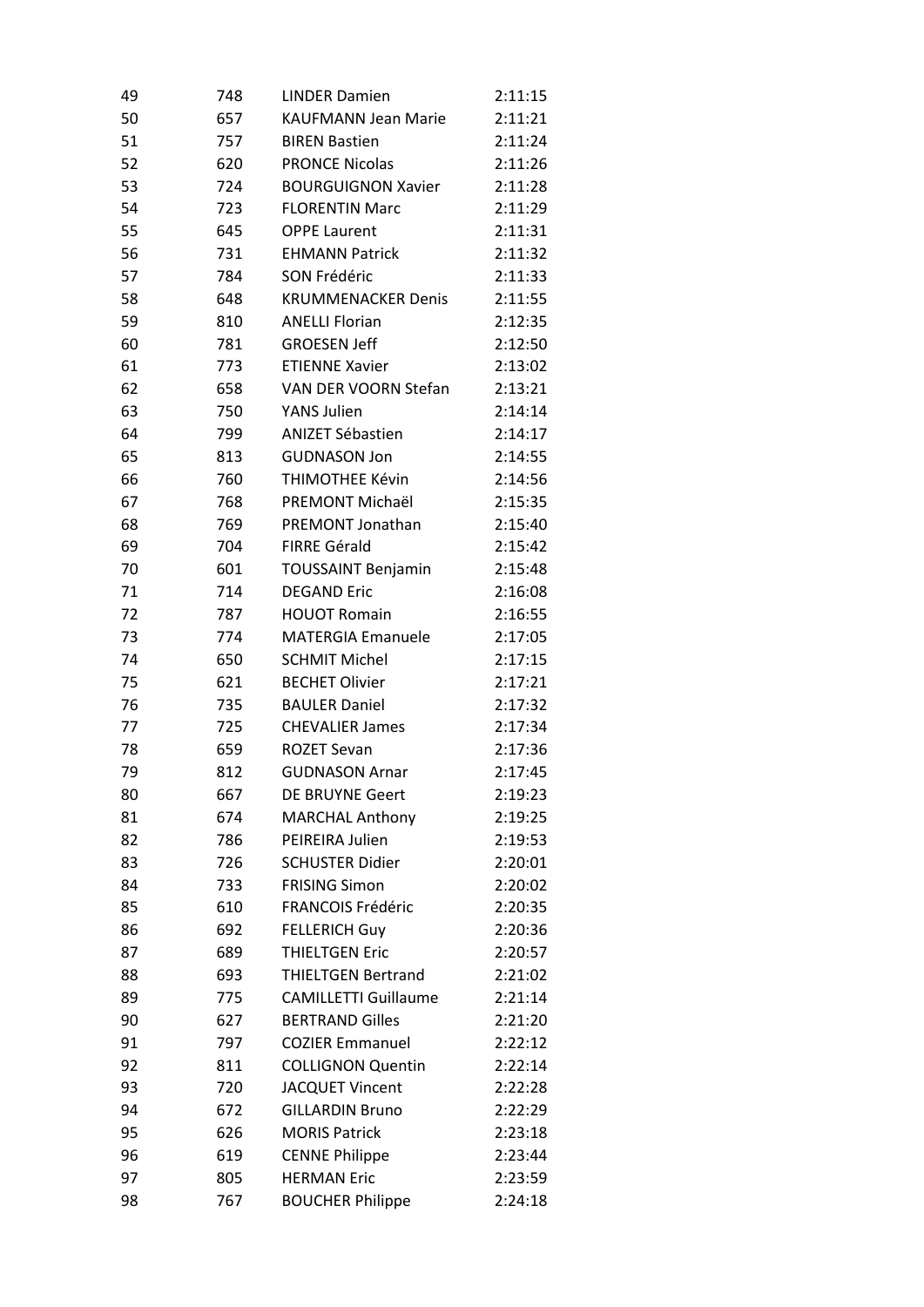| | | | |
|---|---|---|---|
| 49 | 748 | LINDER Damien | 2:11:15 |
| 50 | 657 | KAUFMANN Jean Marie | 2:11:21 |
| 51 | 757 | BIREN Bastien | 2:11:24 |
| 52 | 620 | PRONCE Nicolas | 2:11:26 |
| 53 | 724 | BOURGUIGNON Xavier | 2:11:28 |
| 54 | 723 | FLORENTIN Marc | 2:11:29 |
| 55 | 645 | OPPE Laurent | 2:11:31 |
| 56 | 731 | EHMANN Patrick | 2:11:32 |
| 57 | 784 | SON Frédéric | 2:11:33 |
| 58 | 648 | KRUMMENACKER Denis | 2:11:55 |
| 59 | 810 | ANELLI Florian | 2:12:35 |
| 60 | 781 | GROESEN Jeff | 2:12:50 |
| 61 | 773 | ETIENNE Xavier | 2:13:02 |
| 62 | 658 | VAN DER VOORN Stefan | 2:13:21 |
| 63 | 750 | YANS Julien | 2:14:14 |
| 64 | 799 | ANIZET Sébastien | 2:14:17 |
| 65 | 813 | GUDNASON Jon | 2:14:55 |
| 66 | 760 | THIMOTHEE Kévin | 2:14:56 |
| 67 | 768 | PREMONT Michaël | 2:15:35 |
| 68 | 769 | PREMONT Jonathan | 2:15:40 |
| 69 | 704 | FIRRE Gérald | 2:15:42 |
| 70 | 601 | TOUSSAINT Benjamin | 2:15:48 |
| 71 | 714 | DEGAND Eric | 2:16:08 |
| 72 | 787 | HOUOT Romain | 2:16:55 |
| 73 | 774 | MATERGIA Emanuele | 2:17:05 |
| 74 | 650 | SCHMIT Michel | 2:17:15 |
| 75 | 621 | BECHET Olivier | 2:17:21 |
| 76 | 735 | BAULER Daniel | 2:17:32 |
| 77 | 725 | CHEVALIER James | 2:17:34 |
| 78 | 659 | ROZET Sevan | 2:17:36 |
| 79 | 812 | GUDNASON Arnar | 2:17:45 |
| 80 | 667 | DE BRUYNE Geert | 2:19:23 |
| 81 | 674 | MARCHAL Anthony | 2:19:25 |
| 82 | 786 | PEIREIRA Julien | 2:19:53 |
| 83 | 726 | SCHUSTER Didier | 2:20:01 |
| 84 | 733 | FRISING Simon | 2:20:02 |
| 85 | 610 | FRANCOIS Frédéric | 2:20:35 |
| 86 | 692 | FELLERICH Guy | 2:20:36 |
| 87 | 689 | THIELTGEN Eric | 2:20:57 |
| 88 | 693 | THIELTGEN Bertrand | 2:21:02 |
| 89 | 775 | CAMILLETTI Guillaume | 2:21:14 |
| 90 | 627 | BERTRAND Gilles | 2:21:20 |
| 91 | 797 | COZIER Emmanuel | 2:22:12 |
| 92 | 811 | COLLIGNON Quentin | 2:22:14 |
| 93 | 720 | JACQUET Vincent | 2:22:28 |
| 94 | 672 | GILLARDIN Bruno | 2:22:29 |
| 95 | 626 | MORIS Patrick | 2:23:18 |
| 96 | 619 | CENNE Philippe | 2:23:44 |
| 97 | 805 | HERMAN Eric | 2:23:59 |
| 98 | 767 | BOUCHER Philippe | 2:24:18 |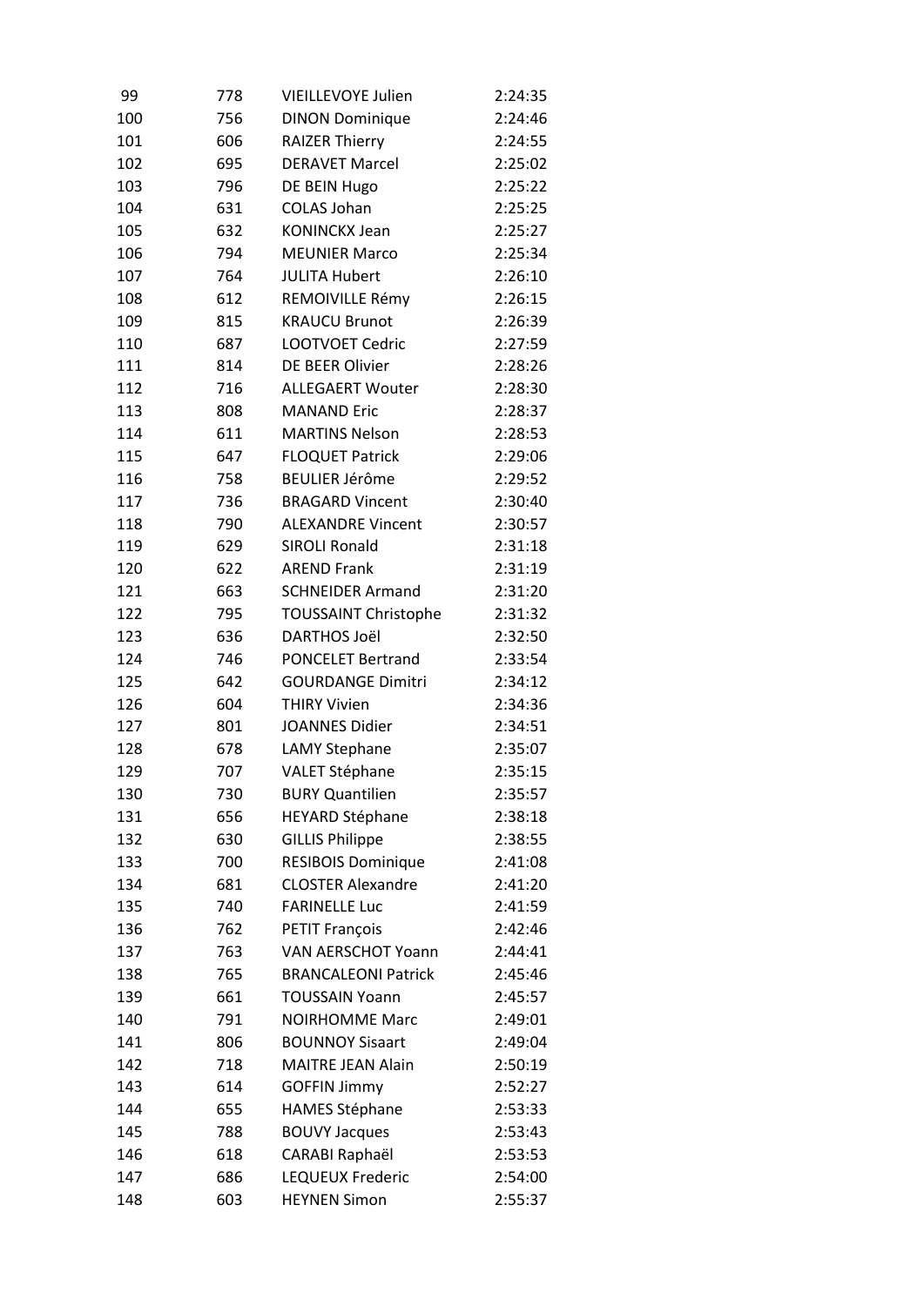| | | | |
|---|---|---|---|
| 99 | 778 | VIEILLEVOYE Julien | 2:24:35 |
| 100 | 756 | DINON Dominique | 2:24:46 |
| 101 | 606 | RAIZER Thierry | 2:24:55 |
| 102 | 695 | DERAVET Marcel | 2:25:02 |
| 103 | 796 | DE BEIN Hugo | 2:25:22 |
| 104 | 631 | COLAS Johan | 2:25:25 |
| 105 | 632 | KONINCKX Jean | 2:25:27 |
| 106 | 794 | MEUNIER Marco | 2:25:34 |
| 107 | 764 | JULITA Hubert | 2:26:10 |
| 108 | 612 | REMOIVILLE Rémy | 2:26:15 |
| 109 | 815 | KRAUCU Brunot | 2:26:39 |
| 110 | 687 | LOOTVOET Cedric | 2:27:59 |
| 111 | 814 | DE BEER Olivier | 2:28:26 |
| 112 | 716 | ALLEGAERT Wouter | 2:28:30 |
| 113 | 808 | MANAND Eric | 2:28:37 |
| 114 | 611 | MARTINS Nelson | 2:28:53 |
| 115 | 647 | FLOQUET Patrick | 2:29:06 |
| 116 | 758 | BEULIER Jérôme | 2:29:52 |
| 117 | 736 | BRAGARD Vincent | 2:30:40 |
| 118 | 790 | ALEXANDRE Vincent | 2:30:57 |
| 119 | 629 | SIROLI Ronald | 2:31:18 |
| 120 | 622 | AREND Frank | 2:31:19 |
| 121 | 663 | SCHNEIDER Armand | 2:31:20 |
| 122 | 795 | TOUSSAINT Christophe | 2:31:32 |
| 123 | 636 | DARTHOS Joël | 2:32:50 |
| 124 | 746 | PONCELET Bertrand | 2:33:54 |
| 125 | 642 | GOURDANGE Dimitri | 2:34:12 |
| 126 | 604 | THIRY Vivien | 2:34:36 |
| 127 | 801 | JOANNES Didier | 2:34:51 |
| 128 | 678 | LAMY Stephane | 2:35:07 |
| 129 | 707 | VALET Stéphane | 2:35:15 |
| 130 | 730 | BURY Quantilien | 2:35:57 |
| 131 | 656 | HEYARD Stéphane | 2:38:18 |
| 132 | 630 | GILLIS Philippe | 2:38:55 |
| 133 | 700 | RESIBOIS Dominique | 2:41:08 |
| 134 | 681 | CLOSTER Alexandre | 2:41:20 |
| 135 | 740 | FARINELLE Luc | 2:41:59 |
| 136 | 762 | PETIT François | 2:42:46 |
| 137 | 763 | VAN AERSCHOT Yoann | 2:44:41 |
| 138 | 765 | BRANCALEONI Patrick | 2:45:46 |
| 139 | 661 | TOUSSAIN Yoann | 2:45:57 |
| 140 | 791 | NOIRHOMME Marc | 2:49:01 |
| 141 | 806 | BOUNNOY Sisaart | 2:49:04 |
| 142 | 718 | MAITRE JEAN Alain | 2:50:19 |
| 143 | 614 | GOFFIN Jimmy | 2:52:27 |
| 144 | 655 | HAMES Stéphane | 2:53:33 |
| 145 | 788 | BOUVY Jacques | 2:53:43 |
| 146 | 618 | CARABI Raphaël | 2:53:53 |
| 147 | 686 | LEQUEUX Frederic | 2:54:00 |
| 148 | 603 | HEYNEN Simon | 2:55:37 |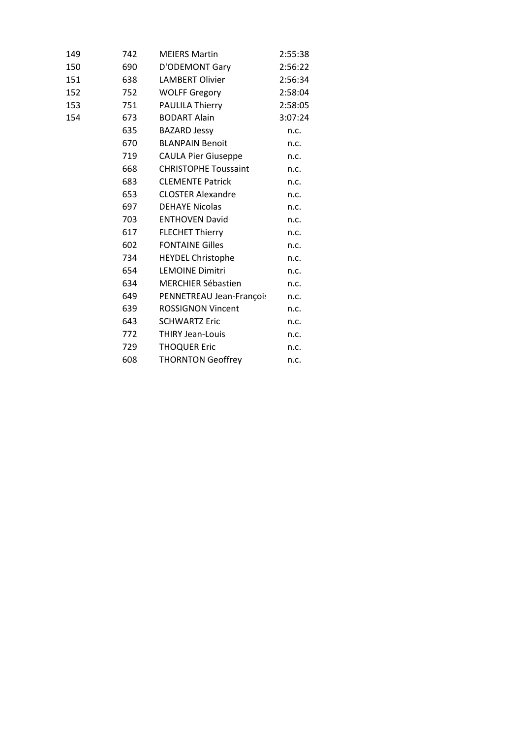| | | | |
|---|---|---|---|
| 149 | 742 | MEIERS Martin | 2:55:38 |
| 150 | 690 | D'ODEMONT Gary | 2:56:22 |
| 151 | 638 | LAMBERT Olivier | 2:56:34 |
| 152 | 752 | WOLFF Gregory | 2:58:04 |
| 153 | 751 | PAULILA Thierry | 2:58:05 |
| 154 | 673 | BODART Alain | 3:07:24 |
| | 635 | BAZARD Jessy | n.c. |
| | 670 | BLANPAIN Benoit | n.c. |
| | 719 | CAULA Pier Giuseppe | n.c. |
| | 668 | CHRISTOPHE Toussaint | n.c. |
| | 683 | CLEMENTE Patrick | n.c. |
| | 653 | CLOSTER Alexandre | n.c. |
| | 697 | DEHAYE Nicolas | n.c. |
| | 703 | ENTHOVEN David | n.c. |
| | 617 | FLECHET Thierry | n.c. |
| | 602 | FONTAINE Gilles | n.c. |
| | 734 | HEYDEL Christophe | n.c. |
| | 654 | LEMOINE Dimitri | n.c. |
| | 634 | MERCHIER Sébastien | n.c. |
| | 649 | PENNETREAU Jean-Françoi: | n.c. |
| | 639 | ROSSIGNON Vincent | n.c. |
| | 643 | SCHWARTZ Eric | n.c. |
| | 772 | THIRY Jean-Louis | n.c. |
| | 729 | THOQUER Eric | n.c. |
| | 608 | THORNTON Geoffrey | n.c. |